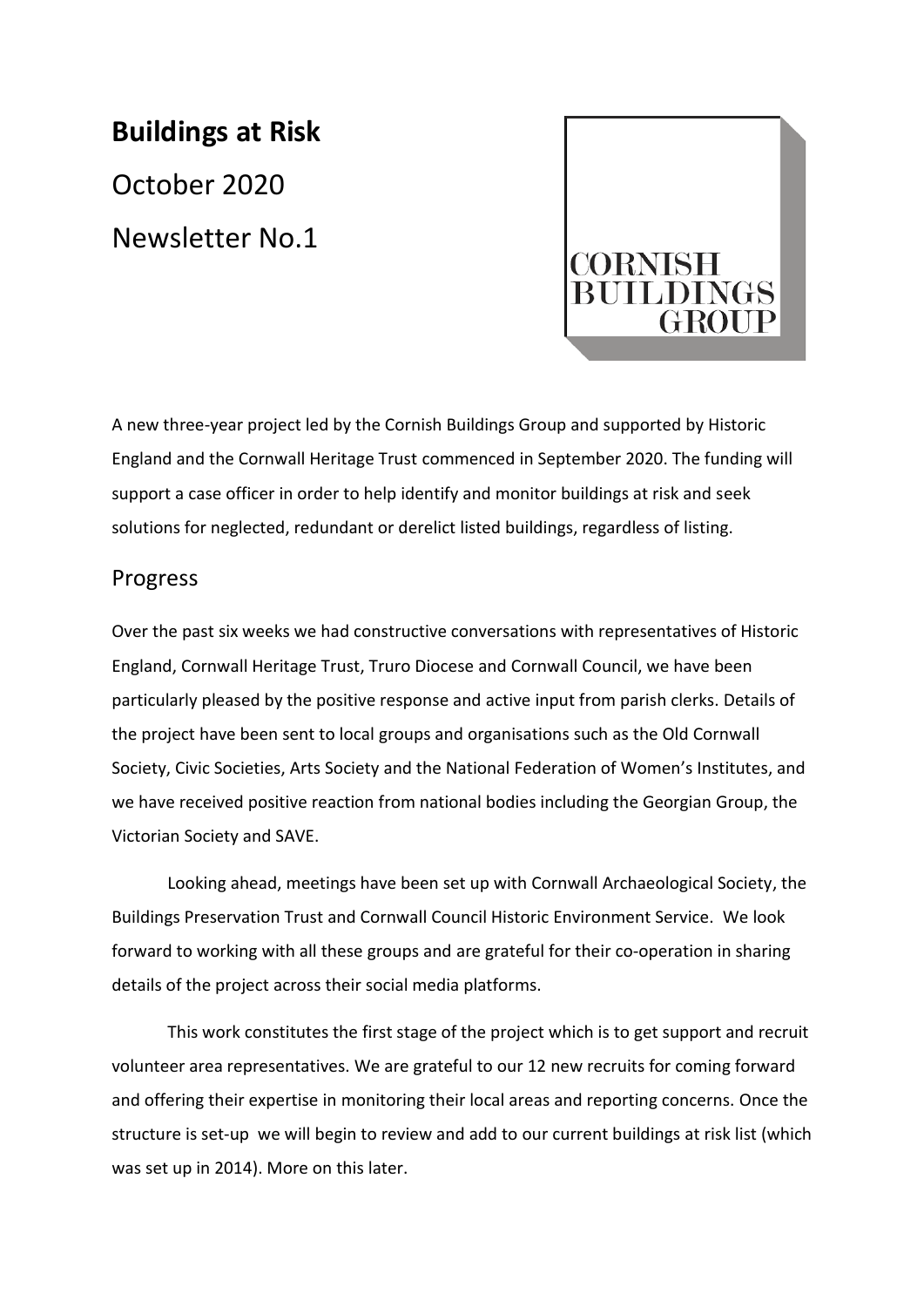# Buildings at Risk

October 2020

Newsletter No.1

CORNISH BUILDINGS GROUP

A new three-year project led by the Cornish Buildings Group and supported by Historic England and the Cornwall Heritage Trust commenced in September 2020. The funding will support a case officer in order to help identify and monitor buildings at risk and seek solutions for neglected, redundant or derelict listed buildings, regardless of listing.

## Progress

Over the past six weeks we had constructive conversations with representatives of Historic England, Cornwall Heritage Trust, Truro Diocese and Cornwall Council, we have been particularly pleased by the positive response and active input from parish clerks. Details of the project have been sent to local groups and organisations such as the Old Cornwall Society, Civic Societies, Arts Society and the National Federation of Women's Institutes, and we have received positive reaction from national bodies including the Georgian Group, the Victorian Society and SAVE.

Looking ahead, meetings have been set up with Cornwall Archaeological Society, the Buildings Preservation Trust and Cornwall Council Historic Environment Service. We look forward to working with all these groups and are grateful for their co-operation in sharing details of the project across their social media platforms.

This work constitutes the first stage of the project which is to get support and recruit volunteer area representatives. We are grateful to our 12 new recruits for coming forward and offering their expertise in monitoring their local areas and reporting concerns. Once the structure is set-up we will begin to review and add to our current buildings at risk list (which was set up in 2014). More on this later.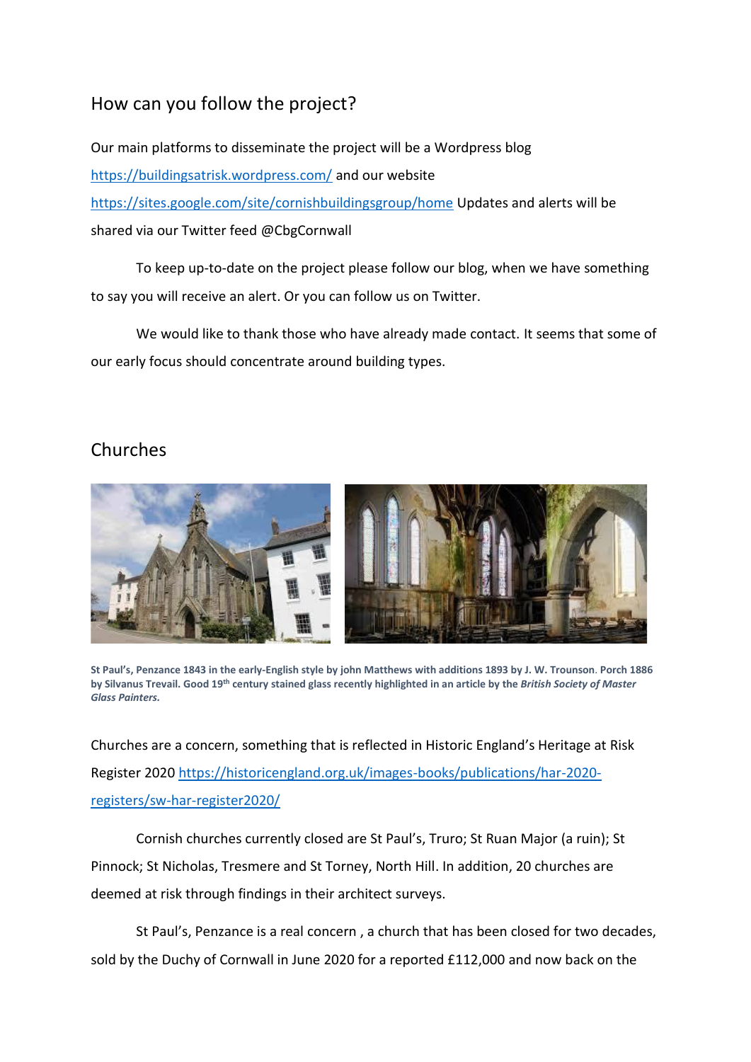## How can you follow the project?

Our main platforms to disseminate the project will be a Wordpress blog https://buildingsatrisk.wordpress.com/ and our website https://sites.google.com/site/cornishbuildingsgroup/home Updates and alerts will be shared via our Twitter feed @CbgCornwall

To keep up-to-date on the project please follow our blog, when we have something to say you will receive an alert. Or you can follow us on Twitter.

We would like to thank those who have already made contact. It seems that some of our early focus should concentrate around building types.

## Churches

**St Paul's, Penzance 1843 in the early-English style by john Matthews with additions 1893 by J. W. Trounson. Porch 1886 by Silvanus Trevail. Good 19th century stained glass recently highlighted in an article by the *British Society of Master Glass Painters.***

Churches are a concern, something that is reflected in Historic England's Heritage at Risk Register 2020 https://historicengland.org.uk/images-books/publications/har-2020-registers/sw-har-register2020/

Cornish churches currently closed are St Paul's, Truro; St Ruan Major (a ruin); St Pinnock; St Nicholas, Tresmere and St Torney, North Hill. In addition, 20 churches are deemed at risk through findings in their architect surveys.

St Paul's, Penzance is a real concern , a church that has been closed for two decades, sold by the Duchy of Cornwall in June 2020 for a reported £112,000 and now back on the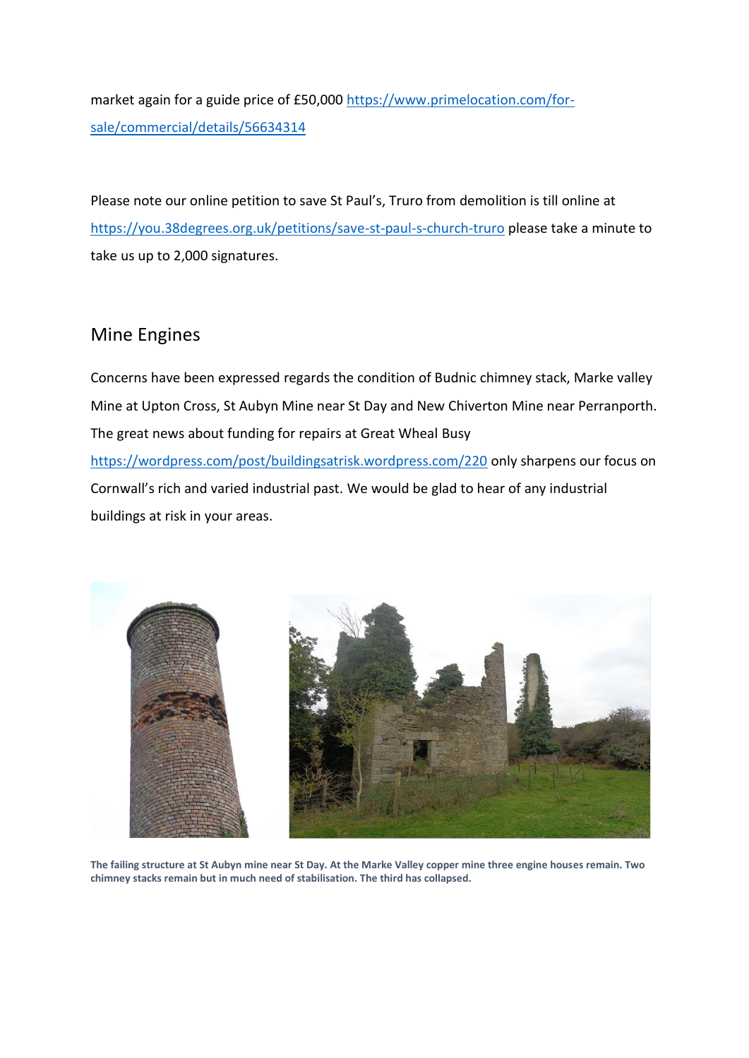market again for a guide price of £50,000 https://www.primelocation.com/for-sale/commercial/details/56634314

Please note our online petition to save St Paul's, Truro from demolition is till online at https://you.38degrees.org.uk/petitions/save-st-paul-s-church-truro please take a minute to take us up to 2,000 signatures.

## Mine Engines

Concerns have been expressed regards the condition of Budnic chimney stack, Marke valley Mine at Upton Cross, St Aubyn Mine near St Day and New Chiverton Mine near Perranporth. The great news about funding for repairs at Great Wheal Busy https://wordpress.com/post/buildingsatrisk.wordpress.com/220 only sharpens our focus on Cornwall's rich and varied industrial past. We would be glad to hear of any industrial buildings at risk in your areas.

**The failing structure at St Aubyn mine near St Day. At the Marke Valley copper mine three engine houses remain. Two chimney stacks remain but in much need of stabilisation. The third has collapsed.**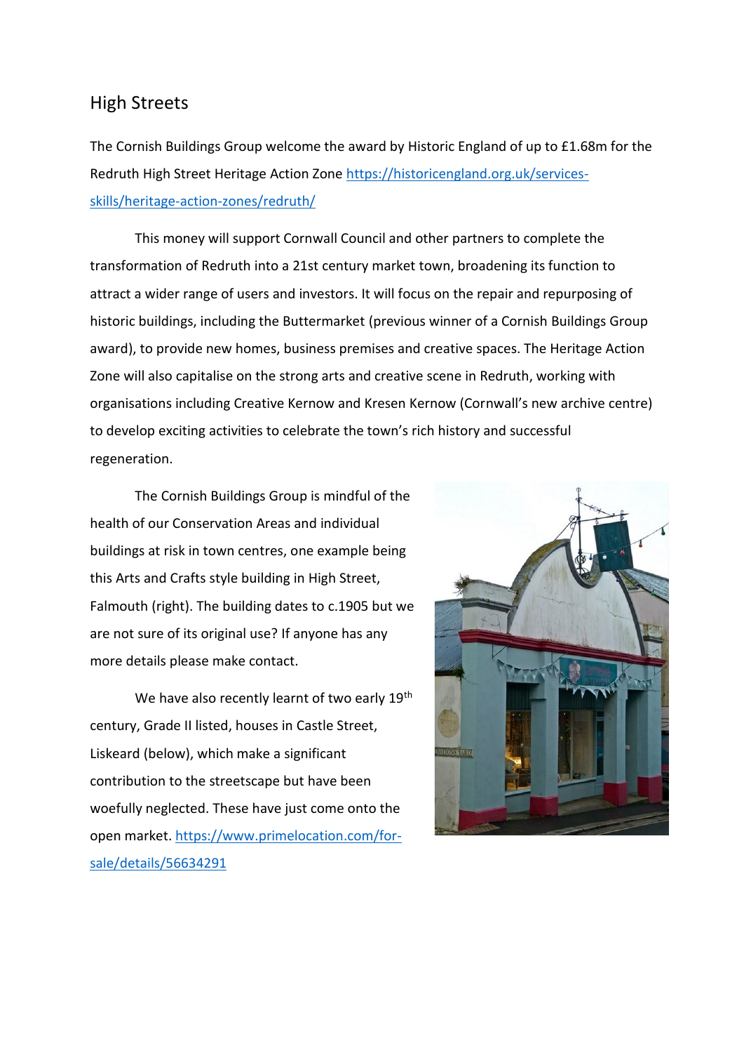## High Streets

The Cornish Buildings Group welcome the award by Historic England of up to £1.68m for the Redruth High Street Heritage Action Zone https://historicengland.org.uk/services-skills/heritage-action-zones/redruth/

This money will support Cornwall Council and other partners to complete the transformation of Redruth into a 21st century market town, broadening its function to attract a wider range of users and investors. It will focus on the repair and repurposing of historic buildings, including the Buttermarket (previous winner of a Cornish Buildings Group award), to provide new homes, business premises and creative spaces. The Heritage Action Zone will also capitalise on the strong arts and creative scene in Redruth, working with organisations including Creative Kernow and Kresen Kernow (Cornwall's new archive centre) to develop exciting activities to celebrate the town's rich history and successful regeneration.

The Cornish Buildings Group is mindful of the health of our Conservation Areas and individual buildings at risk in town centres, one example being this Arts and Crafts style building in High Street, Falmouth (right). The building dates to c.1905 but we are not sure of its original use? If anyone has any more details please make contact.

We have also recently learnt of two early 19th century, Grade II listed, houses in Castle Street, Liskeard (below), which make a significant contribution to the streetscape but have been woefully neglected. These have just come onto the open market. https://www.primelocation.com/for-sale/details/56634291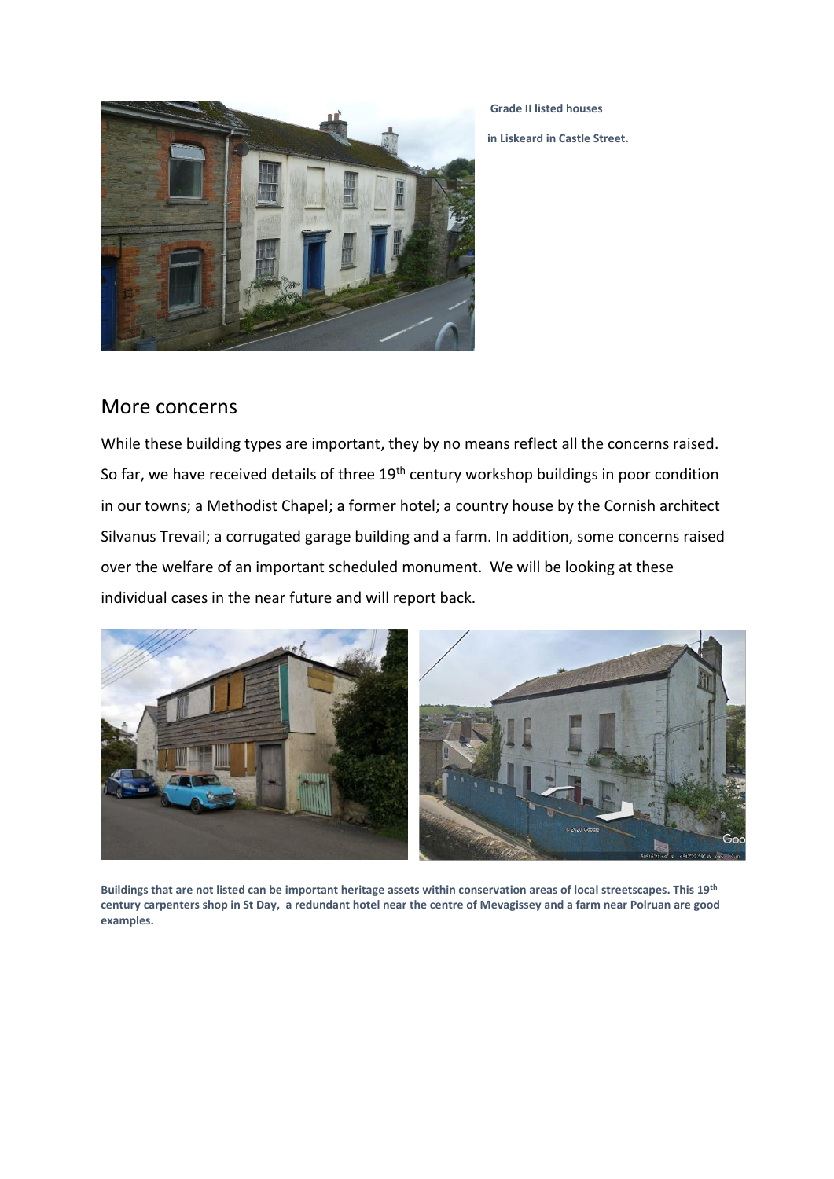**Grade II listed houses**

**in Liskeard in Castle Street.**

## More concerns

While these building types are important, they by no means reflect all the concerns raised. So far, we have received details of three 19th century workshop buildings in poor condition in our towns; a Methodist Chapel; a former hotel; a country house by the Cornish architect Silvanus Trevail; a corrugated garage building and a farm. In addition, some concerns raised over the welfare of an important scheduled monument. We will be looking at these individual cases in the near future and will report back.

**Buildings that are not listed can be important heritage assets within conservation areas of local streetscapes. This 19th century carpenters shop in St Day, a redundant hotel near the centre of Mevagissey and a farm near Polruan are good examples.**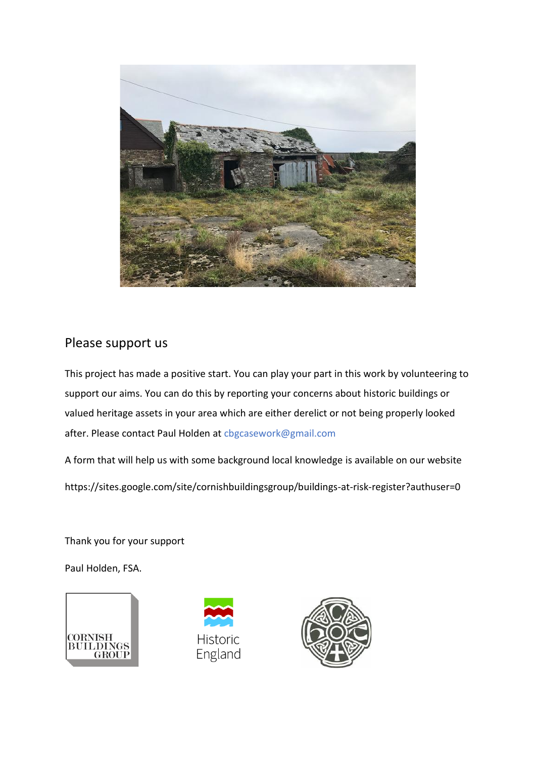## Please support us

This project has made a positive start. You can play your part in this work by volunteering to support our aims. You can do this by reporting your concerns about historic buildings or valued heritage assets in your area which are either derelict or not being properly looked after. Please contact Paul Holden at cbgcasework@gmail.com

A form that will help us with some background local knowledge is available on our website

https://sites.google.com/site/cornishbuildingsgroup/buildings-at-risk-register?authuser=0

Thank you for your support

Paul Holden, FSA.